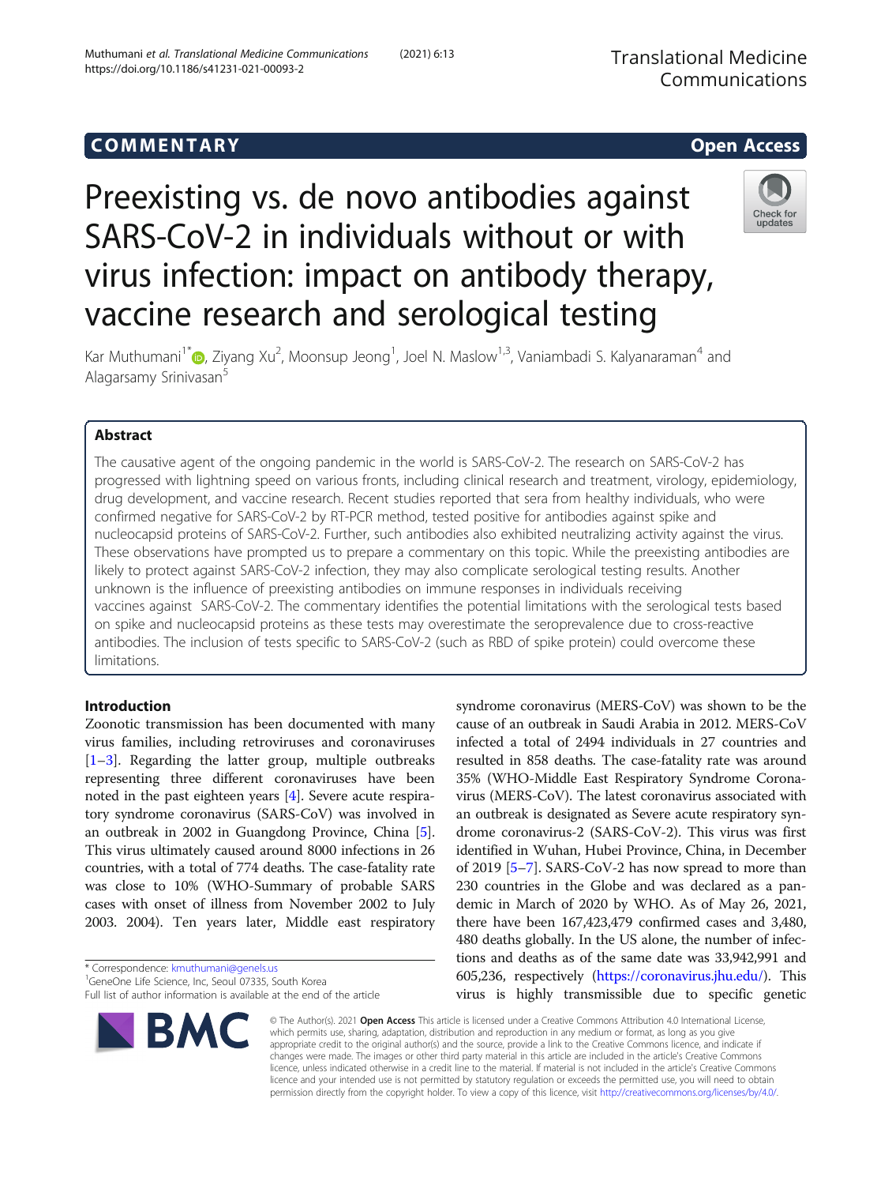COMMENTARY

Open Access

# Preexisting vs. de novo antibodies against SARS-CoV-2 in individuals without or with virus infection: impact on antibody therapy, vaccine research and serological testing

Kar Muthumani[1*], Ziyang Xu[2], Moonsup Jeong[1], Joel N. Maslow[1,3], Vaniambadi S. Kalyanaraman[4] and Alagarsamy Srinivasan[5]

## Abstract

The causative agent of the ongoing pandemic in the world is SARS-CoV-2. The research on SARS-CoV-2 has progressed with lightning speed on various fronts, including clinical research and treatment, virology, epidemiology, drug development, and vaccine research. Recent studies reported that sera from healthy individuals, who were confirmed negative for SARS-CoV-2 by RT-PCR method, tested positive for antibodies against spike and nucleocapsid proteins of SARS-CoV-2. Further, such antibodies also exhibited neutralizing activity against the virus. These observations have prompted us to prepare a commentary on this topic. While the preexisting antibodies are likely to protect against SARS-CoV-2 infection, they may also complicate serological testing results. Another unknown is the influence of preexisting antibodies on immune responses in individuals receiving vaccines against SARS-CoV-2. The commentary identifies the potential limitations with the serological tests based on spike and nucleocapsid proteins as these tests may overestimate the seroprevalence due to cross-reactive antibodies. The inclusion of tests specific to SARS-CoV-2 (such as RBD of spike protein) could overcome these limitations.

## Introduction

Zoonotic transmission has been documented with many virus families, including retroviruses and coronaviruses [1–3]. Regarding the latter group, multiple outbreaks representing three different coronaviruses have been noted in the past eighteen years [4]. Severe acute respiratory syndrome coronavirus (SARS-CoV) was involved in an outbreak in 2002 in Guangdong Province, China [5]. This virus ultimately caused around 8000 infections in 26 countries, with a total of 774 deaths. The case-fatality rate was close to 10% (WHO-Summary of probable SARS cases with onset of illness from November 2002 to July 2003. 2004). Ten years later, Middle east respiratory syndrome coronavirus (MERS-CoV) was shown to be the cause of an outbreak in Saudi Arabia in 2012. MERS-CoV infected a total of 2494 individuals in 27 countries and resulted in 858 deaths. The case-fatality rate was around 35% (WHO-Middle East Respiratory Syndrome Coronavirus (MERS-CoV). The latest coronavirus associated with an outbreak is designated as Severe acute respiratory syndrome coronavirus-2 (SARS-CoV-2). This virus was first identified in Wuhan, Hubei Province, China, in December of 2019 [5–7]. SARS-CoV-2 has now spread to more than 230 countries in the Globe and was declared as a pandemic in March of 2020 by WHO. As of May 26, 2021, there have been 167,423,479 confirmed cases and 3,480,480 deaths globally. In the US alone, the number of infections and deaths as of the same date was 33,942,991 and 605,236, respectively (https://coronavirus.jhu.edu/). This virus is highly transmissible due to specific genetic

\* Correspondence: kmuthumani@genels.us
[1]GeneOne Life Science, Inc, Seoul 07335, South Korea
Full list of author information is available at the end of the article

© The Author(s). 2021 **Open Access** This article is licensed under a Creative Commons Attribution 4.0 International License, which permits use, sharing, adaptation, distribution and reproduction in any medium or format, as long as you give appropriate credit to the original author(s) and the source, provide a link to the Creative Commons licence, and indicate if changes were made. The images or other third party material in this article are included in the article's Creative Commons licence, unless indicated otherwise in a credit line to the material. If material is not included in the article's Creative Commons licence and your intended use is not permitted by statutory regulation or exceeds the permitted use, you will need to obtain permission directly from the copyright holder. To view a copy of this licence, visit http://creativecommons.org/licenses/by/4.0/.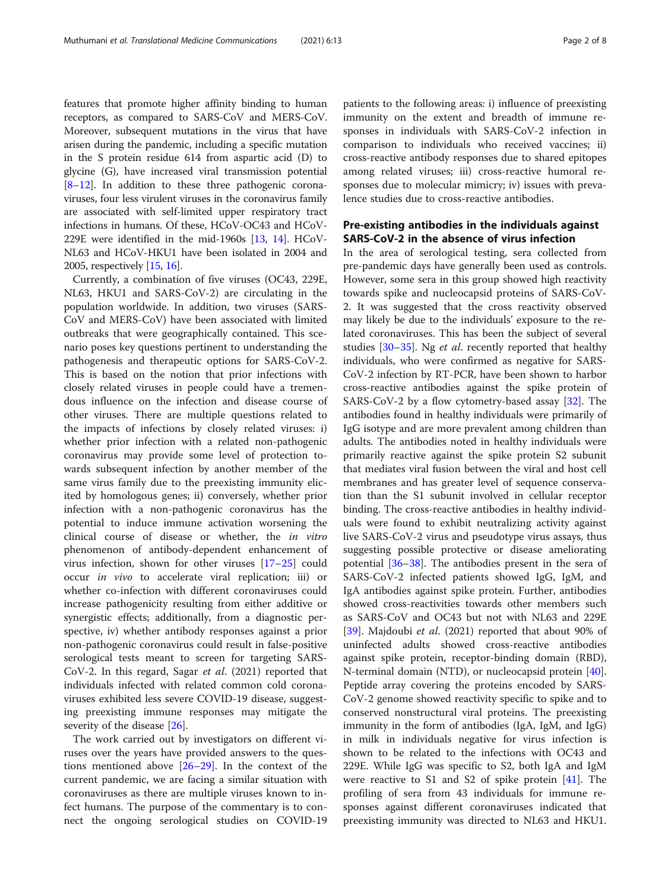features that promote higher affinity binding to human receptors, as compared to SARS-CoV and MERS-CoV. Moreover, subsequent mutations in the virus that have arisen during the pandemic, including a specific mutation in the S protein residue 614 from aspartic acid (D) to glycine (G), have increased viral transmission potential [8–12]. In addition to these three pathogenic coronaviruses, four less virulent viruses in the coronavirus family are associated with self-limited upper respiratory tract infections in humans. Of these, HCoV-OC43 and HCoV-229E were identified in the mid-1960s [13, 14]. HCoV-NL63 and HCoV-HKU1 have been isolated in 2004 and 2005, respectively [15, 16].

Currently, a combination of five viruses (OC43, 229E, NL63, HKU1 and SARS-CoV-2) are circulating in the population worldwide. In addition, two viruses (SARS-CoV and MERS-CoV) have been associated with limited outbreaks that were geographically contained. This scenario poses key questions pertinent to understanding the pathogenesis and therapeutic options for SARS-CoV-2. This is based on the notion that prior infections with closely related viruses in people could have a tremendous influence on the infection and disease course of other viruses. There are multiple questions related to the impacts of infections by closely related viruses: i) whether prior infection with a related non-pathogenic coronavirus may provide some level of protection towards subsequent infection by another member of the same virus family due to the preexisting immunity elicited by homologous genes; ii) conversely, whether prior infection with a non-pathogenic coronavirus has the potential to induce immune activation worsening the clinical course of disease or whether, the *in vitro* phenomenon of antibody-dependent enhancement of virus infection, shown for other viruses [17–25] could occur *in vivo* to accelerate viral replication; iii) or whether co-infection with different coronaviruses could increase pathogenicity resulting from either additive or synergistic effects; additionally, from a diagnostic perspective, iv) whether antibody responses against a prior non-pathogenic coronavirus could result in false-positive serological tests meant to screen for targeting SARS-CoV-2. In this regard, Sagar *et al.* (2021) reported that individuals infected with related common cold coronaviruses exhibited less severe COVID-19 disease, suggesting preexisting immune responses may mitigate the severity of the disease [26].

The work carried out by investigators on different viruses over the years have provided answers to the questions mentioned above [26–29]. In the context of the current pandemic, we are facing a similar situation with coronaviruses as there are multiple viruses known to infect humans. The purpose of the commentary is to connect the ongoing serological studies on COVID-19 patients to the following areas: i) influence of preexisting immunity on the extent and breadth of immune responses in individuals with SARS-CoV-2 infection in comparison to individuals who received vaccines; ii) cross-reactive antibody responses due to shared epitopes among related viruses; iii) cross-reactive humoral responses due to molecular mimicry; iv) issues with prevalence studies due to cross-reactive antibodies.

## Pre-existing antibodies in the individuals against SARS-CoV-2 in the absence of virus infection

In the area of serological testing, sera collected from pre-pandemic days have generally been used as controls. However, some sera in this group showed high reactivity towards spike and nucleocapsid proteins of SARS-CoV-2. It was suggested that the cross reactivity observed may likely be due to the individuals' exposure to the related coronaviruses. This has been the subject of several studies [30–35]. Ng *et al.* recently reported that healthy individuals, who were confirmed as negative for SARS-CoV-2 infection by RT-PCR, have been shown to harbor cross-reactive antibodies against the spike protein of SARS-CoV-2 by a flow cytometry-based assay [32]. The antibodies found in healthy individuals were primarily of IgG isotype and are more prevalent among children than adults. The antibodies noted in healthy individuals were primarily reactive against the spike protein S2 subunit that mediates viral fusion between the viral and host cell membranes and has greater level of sequence conservation than the S1 subunit involved in cellular receptor binding. The cross-reactive antibodies in healthy individuals were found to exhibit neutralizing activity against live SARS-CoV-2 virus and pseudotype virus assays, thus suggesting possible protective or disease ameliorating potential [36–38]. The antibodies present in the sera of SARS-CoV-2 infected patients showed IgG, IgM, and IgA antibodies against spike protein. Further, antibodies showed cross-reactivities towards other members such as SARS-CoV and OC43 but not with NL63 and 229E [39]. Majdoubi *et al.* (2021) reported that about 90% of uninfected adults showed cross-reactive antibodies against spike protein, receptor-binding domain (RBD), N-terminal domain (NTD), or nucleocapsid protein [40]. Peptide array covering the proteins encoded by SARS-CoV-2 genome showed reactivity specific to spike and to conserved nonstructural viral proteins. The preexisting immunity in the form of antibodies (IgA, IgM, and IgG) in milk in individuals negative for virus infection is shown to be related to the infections with OC43 and 229E. While IgG was specific to S2, both IgA and IgM were reactive to S1 and S2 of spike protein [41]. The profiling of sera from 43 individuals for immune responses against different coronaviruses indicated that preexisting immunity was directed to NL63 and HKU1.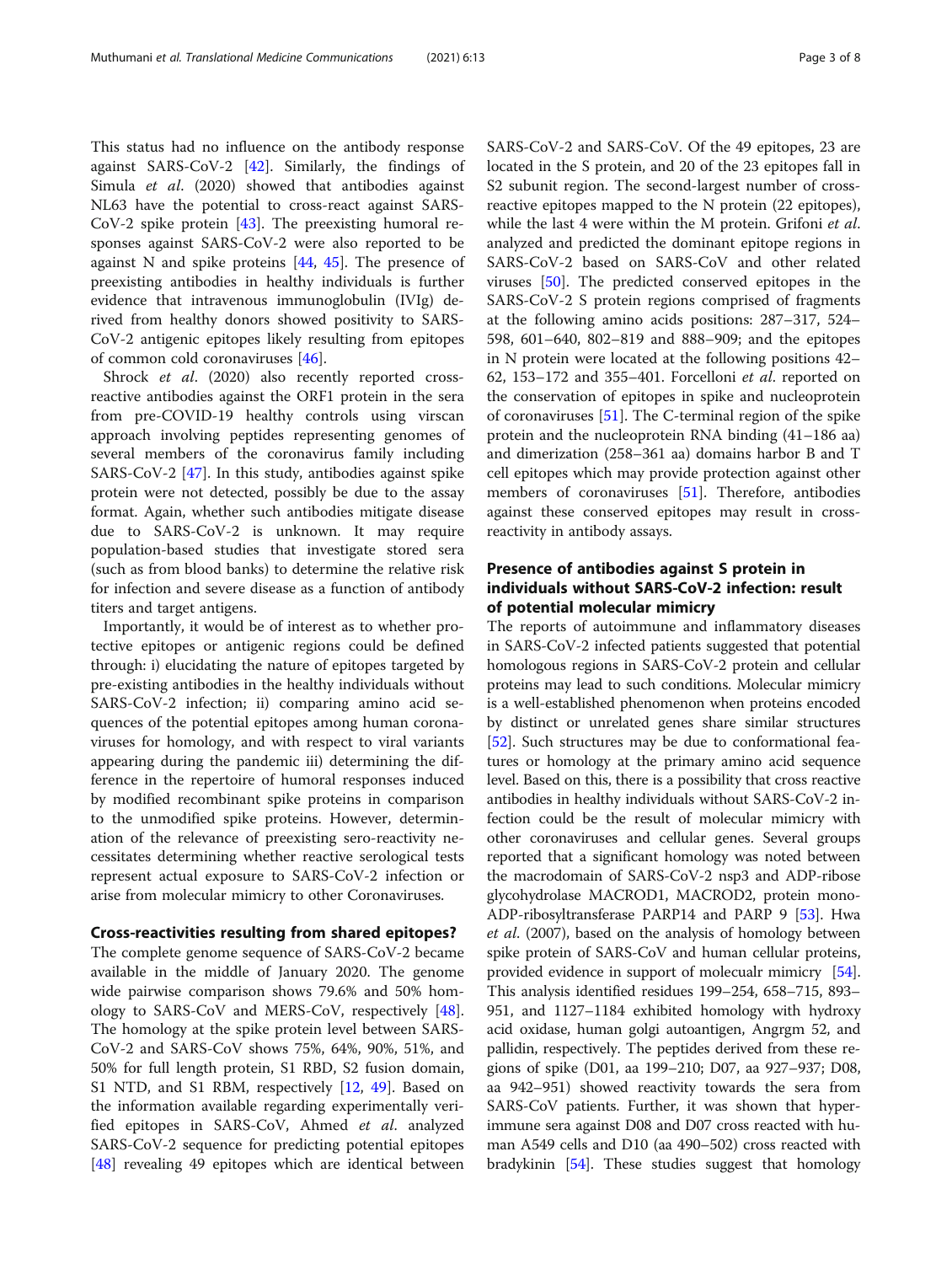This status had no influence on the antibody response against SARS-CoV-2 [42]. Similarly, the findings of Simula *et al*. (2020) showed that antibodies against NL63 have the potential to cross-react against SARS-CoV-2 spike protein [43]. The preexisting humoral responses against SARS-CoV-2 were also reported to be against N and spike proteins [44, 45]. The presence of preexisting antibodies in healthy individuals is further evidence that intravenous immunoglobulin (IVIg) derived from healthy donors showed positivity to SARS-CoV-2 antigenic epitopes likely resulting from epitopes of common cold coronaviruses [46].

Shrock *et al*. (2020) also recently reported cross-reactive antibodies against the ORF1 protein in the sera from pre-COVID-19 healthy controls using virscan approach involving peptides representing genomes of several members of the coronavirus family including SARS-CoV-2 [47]. In this study, antibodies against spike protein were not detected, possibly be due to the assay format. Again, whether such antibodies mitigate disease due to SARS-CoV-2 is unknown. It may require population-based studies that investigate stored sera (such as from blood banks) to determine the relative risk for infection and severe disease as a function of antibody titers and target antigens.

Importantly, it would be of interest as to whether protective epitopes or antigenic regions could be defined through: i) elucidating the nature of epitopes targeted by pre-existing antibodies in the healthy individuals without SARS-CoV-2 infection; ii) comparing amino acid sequences of the potential epitopes among human coronaviruses for homology, and with respect to viral variants appearing during the pandemic iii) determining the difference in the repertoire of humoral responses induced by modified recombinant spike proteins in comparison to the unmodified spike proteins. However, determination of the relevance of preexisting sero-reactivity necessitates determining whether reactive serological tests represent actual exposure to SARS-CoV-2 infection or arise from molecular mimicry to other Coronaviruses.

## Cross-reactivities resulting from shared epitopes?

The complete genome sequence of SARS-CoV-2 became available in the middle of January 2020. The genome wide pairwise comparison shows 79.6% and 50% homology to SARS-CoV and MERS-CoV, respectively [48]. The homology at the spike protein level between SARS-CoV-2 and SARS-CoV shows 75%, 64%, 90%, 51%, and 50% for full length protein, S1 RBD, S2 fusion domain, S1 NTD, and S1 RBM, respectively [12, 49]. Based on the information available regarding experimentally verified epitopes in SARS-CoV, Ahmed *et al*. analyzed SARS-CoV-2 sequence for predicting potential epitopes [48] revealing 49 epitopes which are identical between SARS-CoV-2 and SARS-CoV. Of the 49 epitopes, 23 are located in the S protein, and 20 of the 23 epitopes fall in S2 subunit region. The second-largest number of cross-reactive epitopes mapped to the N protein (22 epitopes), while the last 4 were within the M protein. Grifoni *et al*. analyzed and predicted the dominant epitope regions in SARS-CoV-2 based on SARS-CoV and other related viruses [50]. The predicted conserved epitopes in the SARS-CoV-2 S protein regions comprised of fragments at the following amino acids positions: 287–317, 524–598, 601–640, 802–819 and 888–909; and the epitopes in N protein were located at the following positions 42–62, 153–172 and 355–401. Forcelloni *et al*. reported on the conservation of epitopes in spike and nucleoprotein of coronaviruses [51]. The C-terminal region of the spike protein and the nucleoprotein RNA binding (41–186 aa) and dimerization (258–361 aa) domains harbor B and T cell epitopes which may provide protection against other members of coronaviruses [51]. Therefore, antibodies against these conserved epitopes may result in cross-reactivity in antibody assays.

## Presence of antibodies against S protein in individuals without SARS-CoV-2 infection: result of potential molecular mimicry

The reports of autoimmune and inflammatory diseases in SARS-CoV-2 infected patients suggested that potential homologous regions in SARS-CoV-2 protein and cellular proteins may lead to such conditions. Molecular mimicry is a well-established phenomenon when proteins encoded by distinct or unrelated genes share similar structures [52]. Such structures may be due to conformational features or homology at the primary amino acid sequence level. Based on this, there is a possibility that cross reactive antibodies in healthy individuals without SARS-CoV-2 infection could be the result of molecular mimicry with other coronaviruses and cellular genes. Several groups reported that a significant homology was noted between the macrodomain of SARS-CoV-2 nsp3 and ADP-ribose glycohydrolase MACROD1, MACROD2, protein mono-ADP-ribosyltransferase PARP14 and PARP 9 [53]. Hwa *et al*. (2007), based on the analysis of homology between spike protein of SARS-CoV and human cellular proteins, provided evidence in support of molecualr mimicry [54]. This analysis identified residues 199–254, 658–715, 893–951, and 1127–1184 exhibited homology with hydroxy acid oxidase, human golgi autoantigen, Angrgm 52, and pallidin, respectively. The peptides derived from these regions of spike (D01, aa 199–210; D07, aa 927–937; D08, aa 942–951) showed reactivity towards the sera from SARS-CoV patients. Further, it was shown that hyper-immune sera against D08 and D07 cross reacted with human A549 cells and D10 (aa 490–502) cross reacted with bradykinin [54]. These studies suggest that homology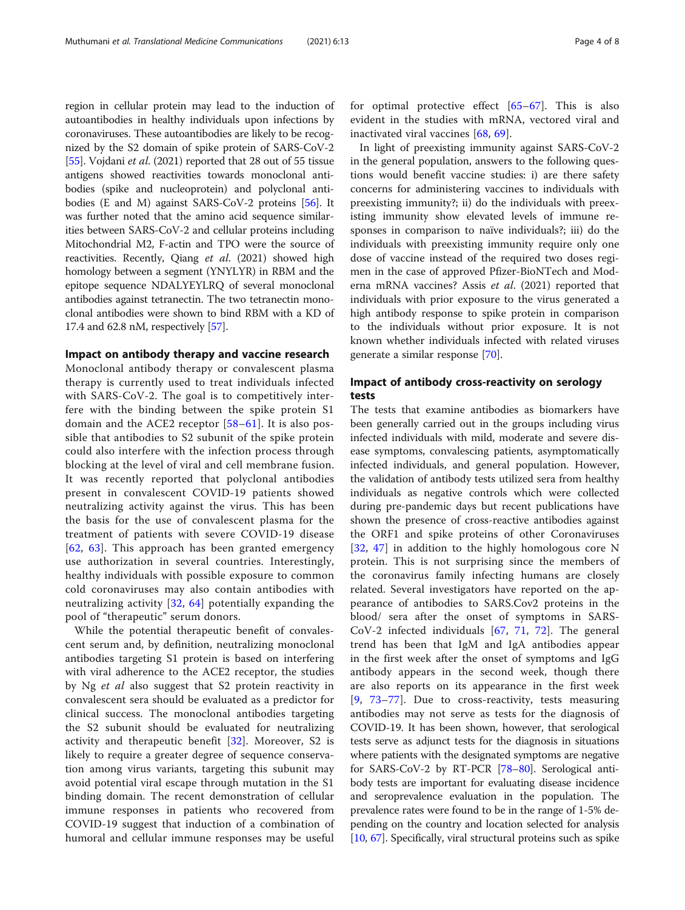region in cellular protein may lead to the induction of autoantibodies in healthy individuals upon infections by coronaviruses. These autoantibodies are likely to be recognized by the S2 domain of spike protein of SARS-CoV-2 [55]. Vojdani *et al.* (2021) reported that 28 out of 55 tissue antigens showed reactivities towards monoclonal antibodies (spike and nucleoprotein) and polyclonal antibodies (E and M) against SARS-CoV-2 proteins [56]. It was further noted that the amino acid sequence similarities between SARS-CoV-2 and cellular proteins including Mitochondrial M2, F-actin and TPO were the source of reactivities. Recently, Qiang *et al.* (2021) showed high homology between a segment (YNYLYR) in RBM and the epitope sequence NDALYEYLRQ of several monoclonal antibodies against tetranectin. The two tetranectin monoclonal antibodies were shown to bind RBM with a KD of 17.4 and 62.8 nM, respectively [57].

## Impact on antibody therapy and vaccine research

Monoclonal antibody therapy or convalescent plasma therapy is currently used to treat individuals infected with SARS-CoV-2. The goal is to competitively interfere with the binding between the spike protein S1 domain and the ACE2 receptor [58–61]. It is also possible that antibodies to S2 subunit of the spike protein could also interfere with the infection process through blocking at the level of viral and cell membrane fusion. It was recently reported that polyclonal antibodies present in convalescent COVID-19 patients showed neutralizing activity against the virus. This has been the basis for the use of convalescent plasma for the treatment of patients with severe COVID-19 disease [62, 63]. This approach has been granted emergency use authorization in several countries. Interestingly, healthy individuals with possible exposure to common cold coronaviruses may also contain antibodies with neutralizing activity [32, 64] potentially expanding the pool of "therapeutic" serum donors.

While the potential therapeutic benefit of convalescent serum and, by definition, neutralizing monoclonal antibodies targeting S1 protein is based on interfering with viral adherence to the ACE2 receptor, the studies by Ng *et al* also suggest that S2 protein reactivity in convalescent sera should be evaluated as a predictor for clinical success. The monoclonal antibodies targeting the S2 subunit should be evaluated for neutralizing activity and therapeutic benefit [32]. Moreover, S2 is likely to require a greater degree of sequence conservation among virus variants, targeting this subunit may avoid potential viral escape through mutation in the S1 binding domain. The recent demonstration of cellular immune responses in patients who recovered from COVID-19 suggest that induction of a combination of humoral and cellular immune responses may be useful for optimal protective effect [65–67]. This is also evident in the studies with mRNA, vectored viral and inactivated viral vaccines [68, 69].

In light of preexisting immunity against SARS-CoV-2 in the general population, answers to the following questions would benefit vaccine studies: i) are there safety concerns for administering vaccines to individuals with preexisting immunity?; ii) do the individuals with preexisting immunity show elevated levels of immune responses in comparison to naïve individuals?; iii) do the individuals with preexisting immunity require only one dose of vaccine instead of the required two doses regimen in the case of approved Pfizer-BioNTech and Moderna mRNA vaccines? Assis *et al.* (2021) reported that individuals with prior exposure to the virus generated a high antibody response to spike protein in comparison to the individuals without prior exposure. It is not known whether individuals infected with related viruses generate a similar response [70].

## Impact of antibody cross-reactivity on serology tests

The tests that examine antibodies as biomarkers have been generally carried out in the groups including virus infected individuals with mild, moderate and severe disease symptoms, convalescing patients, asymptomatically infected individuals, and general population. However, the validation of antibody tests utilized sera from healthy individuals as negative controls which were collected during pre-pandemic days but recent publications have shown the presence of cross-reactive antibodies against the ORF1 and spike proteins of other Coronaviruses [32, 47] in addition to the highly homologous core N protein. This is not surprising since the members of the coronavirus family infecting humans are closely related. Several investigators have reported on the appearance of antibodies to SARS.Cov2 proteins in the blood/ sera after the onset of symptoms in SARS-CoV-2 infected individuals [67, 71, 72]. The general trend has been that IgM and IgA antibodies appear in the first week after the onset of symptoms and IgG antibody appears in the second week, though there are also reports on its appearance in the first week [9, 73–77]. Due to cross-reactivity, tests measuring antibodies may not serve as tests for the diagnosis of COVID-19. It has been shown, however, that serological tests serve as adjunct tests for the diagnosis in situations where patients with the designated symptoms are negative for SARS-CoV-2 by RT-PCR [78–80]. Serological antibody tests are important for evaluating disease incidence and seroprevalence evaluation in the population. The prevalence rates were found to be in the range of 1-5% depending on the country and location selected for analysis [10, 67]. Specifically, viral structural proteins such as spike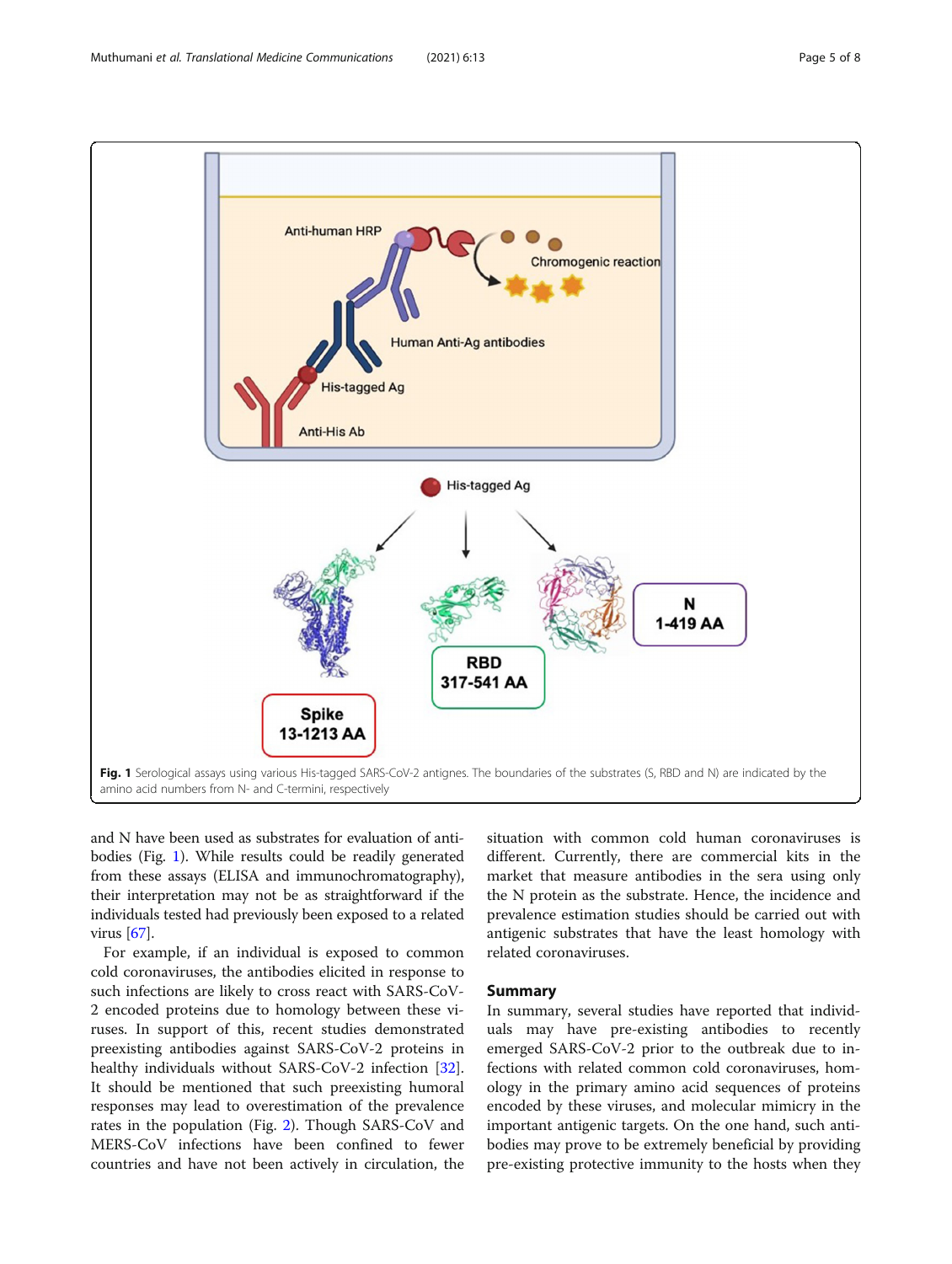Fig. 1 Serological assays using various His-tagged SARS-CoV-2 antignes. The boundaries of the substrates (S, RBD and N) are indicated by the amino acid numbers from N- and C-termini, respectively

and N have been used as substrates for evaluation of antibodies (Fig. 1). While results could be readily generated from these assays (ELISA and immunochromatography), their interpretation may not be as straightforward if the individuals tested had previously been exposed to a related virus [67].

For example, if an individual is exposed to common cold coronaviruses, the antibodies elicited in response to such infections are likely to cross react with SARS-CoV-2 encoded proteins due to homology between these viruses. In support of this, recent studies demonstrated preexisting antibodies against SARS-CoV-2 proteins in healthy individuals without SARS-CoV-2 infection [32]. It should be mentioned that such preexisting humoral responses may lead to overestimation of the prevalence rates in the population (Fig. 2). Though SARS-CoV and MERS-CoV infections have been confined to fewer countries and have not been actively in circulation, the situation with common cold human coronaviruses is different. Currently, there are commercial kits in the market that measure antibodies in the sera using only the N protein as the substrate. Hence, the incidence and prevalence estimation studies should be carried out with antigenic substrates that have the least homology with related coronaviruses.

## Summary

In summary, several studies have reported that individuals may have pre-existing antibodies to recently emerged SARS-CoV-2 prior to the outbreak due to infections with related common cold coronaviruses, homology in the primary amino acid sequences of proteins encoded by these viruses, and molecular mimicry in the important antigenic targets. On the one hand, such antibodies may prove to be extremely beneficial by providing pre-existing protective immunity to the hosts when they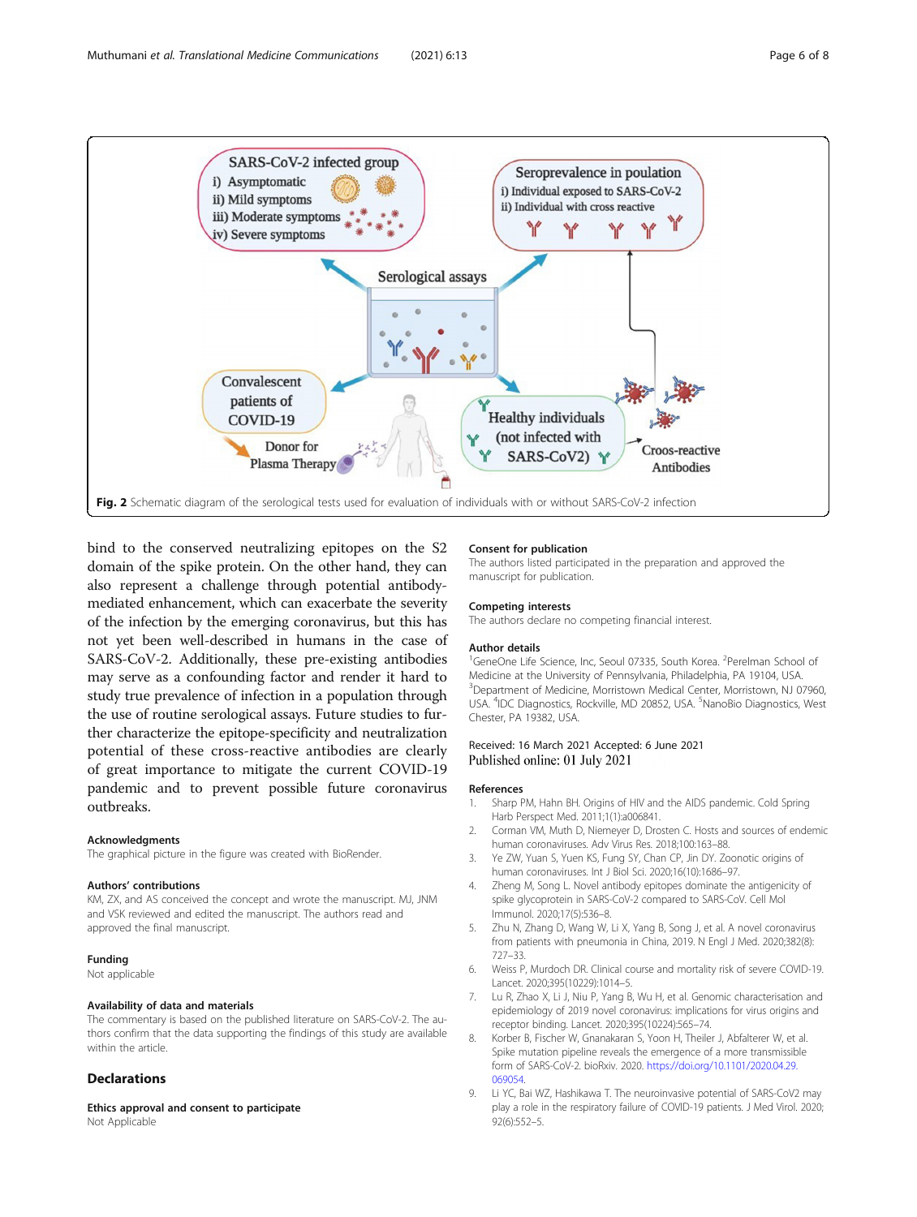Fig. 2 Schematic diagram of the serological tests used for evaluation of individuals with or without SARS-CoV-2 infection

bind to the conserved neutralizing epitopes on the S2 domain of the spike protein. On the other hand, they can also represent a challenge through potential antibody-mediated enhancement, which can exacerbate the severity of the infection by the emerging coronavirus, but this has not yet been well-described in humans in the case of SARS-CoV-2. Additionally, these pre-existing antibodies may serve as a confounding factor and render it hard to study true prevalence of infection in a population through the use of routine serological assays. Future studies to further characterize the epitope-specificity and neutralization potential of these cross-reactive antibodies are clearly of great importance to mitigate the current COVID-19 pandemic and to prevent possible future coronavirus outbreaks.

#### Acknowledgments
The graphical picture in the figure was created with BioRender.

#### Authors' contributions
KM, ZX, and AS conceived the concept and wrote the manuscript. MJ, JNM and VSK reviewed and edited the manuscript. The authors read and approved the final manuscript.

#### Funding
Not applicable

#### Availability of data and materials
The commentary is based on the published literature on SARS-CoV-2. The authors confirm that the data supporting the findings of this study are available within the article.

### Declarations

#### Ethics approval and consent to participate
Not Applicable

#### Consent for publication
The authors listed participated in the preparation and approved the manuscript for publication.

#### Competing interests
The authors declare no competing financial interest.

#### Author details
[1]GeneOne Life Science, Inc, Seoul 07335, South Korea. [2]Perelman School of Medicine at the University of Pennsylvania, Philadelphia, PA 19104, USA. [3]Department of Medicine, Morristown Medical Center, Morristown, NJ 07960, USA. [4]IDC Diagnostics, Rockville, MD 20852, USA. [5]NanoBio Diagnostics, West Chester, PA 19382, USA.

Received: 16 March 2021 Accepted: 6 June 2021
Published online: 01 July 2021

#### References
1. Sharp PM, Hahn BH. Origins of HIV and the AIDS pandemic. Cold Spring Harb Perspect Med. 2011;1(1):a006841.
2. Corman VM, Muth D, Niemeyer D, Drosten C. Hosts and sources of endemic human coronaviruses. Adv Virus Res. 2018;100:163–88.
3. Ye ZW, Yuan S, Yuen KS, Fung SY, Chan CP, Jin DY. Zoonotic origins of human coronaviruses. Int J Biol Sci. 2020;16(10):1686–97.
4. Zheng M, Song L. Novel antibody epitopes dominate the antigenicity of spike glycoprotein in SARS-CoV-2 compared to SARS-CoV. Cell Mol Immunol. 2020;17(5):536–8.
5. Zhu N, Zhang D, Wang W, Li X, Yang B, Song J, et al. A novel coronavirus from patients with pneumonia in China, 2019. N Engl J Med. 2020;382(8):727–33.
6. Weiss P, Murdoch DR. Clinical course and mortality risk of severe COVID-19. Lancet. 2020;395(10229):1014–5.
7. Lu R, Zhao X, Li J, Niu P, Yang B, Wu H, et al. Genomic characterisation and epidemiology of 2019 novel coronavirus: implications for virus origins and receptor binding. Lancet. 2020;395(10224):565–74.
8. Korber B, Fischer W, Gnanakaran S, Yoon H, Theiler J, Abfalterer W, et al. Spike mutation pipeline reveals the emergence of a more transmissible form of SARS-CoV-2. bioRxiv. 2020. https://doi.org/10.1101/2020.04.29.069054.
9. Li YC, Bai WZ, Hashikawa T. The neuroinvasive potential of SARS-CoV2 may play a role in the respiratory failure of COVID-19 patients. J Med Virol. 2020;92(6):552–5.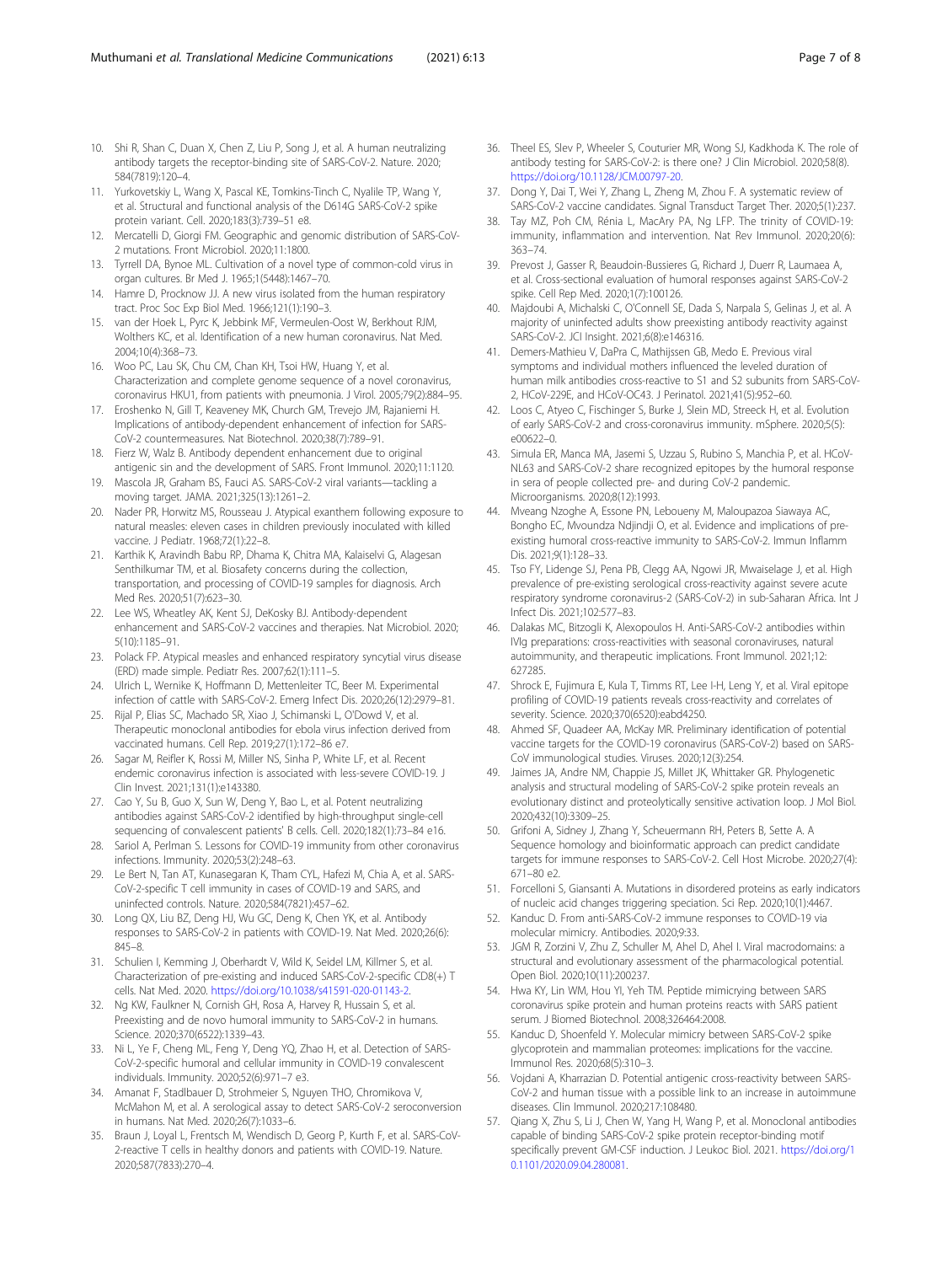10. Shi R, Shan C, Duan X, Chen Z, Liu P, Song J, et al. A human neutralizing antibody targets the receptor-binding site of SARS-CoV-2. Nature. 2020; 584(7819):120–4.
11. Yurkovetskiy L, Wang X, Pascal KE, Tomkins-Tinch C, Nyalile TP, Wang Y, et al. Structural and functional analysis of the D614G SARS-CoV-2 spike protein variant. Cell. 2020;183(3):739–51 e8.
12. Mercatelli D, Giorgi FM. Geographic and genomic distribution of SARS-CoV-2 mutations. Front Microbiol. 2020;11:1800.
13. Tyrrell DA, Bynoe ML. Cultivation of a novel type of common-cold virus in organ cultures. Br Med J. 1965;1(5448):1467–70.
14. Hamre D, Procknow JJ. A new virus isolated from the human respiratory tract. Proc Soc Exp Biol Med. 1966;121(1):190–3.
15. van der Hoek L, Pyrc K, Jebbink MF, Vermeulen-Oost W, Berkhout RJM, Wolthers KC, et al. Identification of a new human coronavirus. Nat Med. 2004;10(4):368–73.
16. Woo PC, Lau SK, Chu CM, Chan KH, Tsoi HW, Huang Y, et al. Characterization and complete genome sequence of a novel coronavirus, coronavirus HKU1, from patients with pneumonia. J Virol. 2005;79(2):884–95.
17. Eroshenko N, Gill T, Keaveney MK, Church GM, Trevejo JM, Rajaniemi H. Implications of antibody-dependent enhancement of infection for SARS-CoV-2 countermeasures. Nat Biotechnol. 2020;38(7):789–91.
18. Fierz W, Walz B. Antibody dependent enhancement due to original antigenic sin and the development of SARS. Front Immunol. 2020;11:1120.
19. Mascola JR, Graham BS, Fauci AS. SARS-CoV-2 viral variants—tackling a moving target. JAMA. 2021;325(13):1261–2.
20. Nader PR, Horwitz MS, Rousseau J. Atypical exanthem following exposure to natural measles: eleven cases in children previously inoculated with killed vaccine. J Pediatr. 1968;72(1):22–8.
21. Karthik K, Aravindh Babu RP, Dhama K, Chitra MA, Kalaiselvi G, Alagesan Senthilkumar TM, et al. Biosafety concerns during the collection, transportation, and processing of COVID-19 samples for diagnosis. Arch Med Res. 2020;51(7):623–30.
22. Lee WS, Wheatley AK, Kent SJ, DeKosky BJ. Antibody-dependent enhancement and SARS-CoV-2 vaccines and therapies. Nat Microbiol. 2020; 5(10):1185–91.
23. Polack FP. Atypical measles and enhanced respiratory syncytial virus disease (ERD) made simple. Pediatr Res. 2007;62(1):111–5.
24. Ulrich L, Wernike K, Hoffmann D, Mettenleiter TC, Beer M. Experimental infection of cattle with SARS-CoV-2. Emerg Infect Dis. 2020;26(12):2979–81.
25. Rijal P, Elias SC, Machado SR, Xiao J, Schimanski L, O'Dowd V, et al. Therapeutic monoclonal antibodies for ebola virus infection derived from vaccinated humans. Cell Rep. 2019;27(1):172–86 e7.
26. Sagar M, Reifler K, Rossi M, Miller NS, Sinha P, White LF, et al. Recent endemic coronavirus infection is associated with less-severe COVID-19. J Clin Invest. 2021;131(1):e143380.
27. Cao Y, Su B, Guo X, Sun W, Deng Y, Bao L, et al. Potent neutralizing antibodies against SARS-CoV-2 identified by high-throughput single-cell sequencing of convalescent patients' B cells. Cell. 2020;182(1):73–84 e16.
28. Sariol A, Perlman S. Lessons for COVID-19 immunity from other coronavirus infections. Immunity. 2020;53(2):248–63.
29. Le Bert N, Tan AT, Kunasegaran K, Tham CYL, Hafezi M, Chia A, et al. SARS-CoV-2-specific T cell immunity in cases of COVID-19 and SARS, and uninfected controls. Nature. 2020;584(7821):457–62.
30. Long QX, Liu BZ, Deng HJ, Wu GC, Deng K, Chen YK, et al. Antibody responses to SARS-CoV-2 in patients with COVID-19. Nat Med. 2020;26(6): 845–8.
31. Schulien I, Kemming J, Oberhardt V, Wild K, Seidel LM, Killmer S, et al. Characterization of pre-existing and induced SARS-CoV-2-specific CD8(+) T cells. Nat Med. 2020. https://doi.org/10.1038/s41591-020-01143-2.
32. Ng KW, Faulkner N, Cornish GH, Rosa A, Harvey R, Hussain S, et al. Preexisting and de novo humoral immunity to SARS-CoV-2 in humans. Science. 2020;370(6522):1339–43.
33. Ni L, Ye F, Cheng ML, Feng Y, Deng YQ, Zhao H, et al. Detection of SARS-CoV-2-specific humoral and cellular immunity in COVID-19 convalescent individuals. Immunity. 2020;52(6):971–7 e3.
34. Amanat F, Stadlbauer D, Strohmeier S, Nguyen THO, Chromikova V, McMahon M, et al. A serological assay to detect SARS-CoV-2 seroconversion in humans. Nat Med. 2020;26(7):1033–6.
35. Braun J, Loyal L, Frentsch M, Wendisch D, Georg P, Kurth F, et al. SARS-CoV-2-reactive T cells in healthy donors and patients with COVID-19. Nature. 2020;587(7833):270–4.
36. Theel ES, Slev P, Wheeler S, Couturier MR, Wong SJ, Kadkhoda K. The role of antibody testing for SARS-CoV-2: is there one? J Clin Microbiol. 2020;58(8). https://doi.org/10.1128/JCM.00797-20.
37. Dong Y, Dai T, Wei Y, Zhang L, Zheng M, Zhou F. A systematic review of SARS-CoV-2 vaccine candidates. Signal Transduct Target Ther. 2020;5(1):237.
38. Tay MZ, Poh CM, Rénia L, MacAry PA, Ng LFP. The trinity of COVID-19: immunity, inflammation and intervention. Nat Rev Immunol. 2020;20(6): 363–74.
39. Prevost J, Gasser R, Beaudoin-Bussieres G, Richard J, Duerr R, Laumaea A, et al. Cross-sectional evaluation of humoral responses against SARS-CoV-2 spike. Cell Rep Med. 2020;1(7):100126.
40. Majdoubi A, Michalski C, O'Connell SE, Dada S, Narpala S, Gelinas J, et al. A majority of uninfected adults show preexisting antibody reactivity against SARS-CoV-2. JCI Insight. 2021;6(8):e146316.
41. Demers-Mathieu V, DaPra C, Mathijssen GB, Medo E. Previous viral symptoms and individual mothers influenced the leveled duration of human milk antibodies cross-reactive to S1 and S2 subunits from SARS-CoV-2, HCoV-229E, and HCoV-OC43. J Perinatol. 2021;41(5):952–60.
42. Loos C, Atyeo C, Fischinger S, Burke J, Slein MD, Streeck H, et al. Evolution of early SARS-CoV-2 and cross-coronavirus immunity. mSphere. 2020;5(5): e00622–0.
43. Simula ER, Manca MA, Jasemi S, Uzzau S, Rubino S, Manchia P, et al. HCoV-NL63 and SARS-CoV-2 share recognized epitopes by the humoral response in sera of people collected pre- and during CoV-2 pandemic. Microorganisms. 2020;8(12):1993.
44. Mveang Nzoghe A, Essone PN, Leboueny M, Maloupazoa Siawaya AC, Bongho EC, Mvoundza Ndjindji O, et al. Evidence and implications of pre-existing humoral cross-reactive immunity to SARS-CoV-2. Immun Inflamm Dis. 2021;9(1):128–33.
45. Tso FY, Lidenge SJ, Pena PB, Clegg AA, Ngowi JR, Mwaiselage J, et al. High prevalence of pre-existing serological cross-reactivity against severe acute respiratory syndrome coronavirus-2 (SARS-CoV-2) in sub-Saharan Africa. Int J Infect Dis. 2021;102:577–83.
46. Dalakas MC, Bitzogli K, Alexopoulos H. Anti-SARS-CoV-2 antibodies within IVIg preparations: cross-reactivities with seasonal coronaviruses, natural autoimmunity, and therapeutic implications. Front Immunol. 2021;12: 627285.
47. Shrock E, Fujimura E, Kula T, Timms RT, Lee I-H, Leng Y, et al. Viral epitope profiling of COVID-19 patients reveals cross-reactivity and correlates of severity. Science. 2020;370(6520):eabd4250.
48. Ahmed SF, Quadeer AA, McKay MR. Preliminary identification of potential vaccine targets for the COVID-19 coronavirus (SARS-CoV-2) based on SARS-CoV immunological studies. Viruses. 2020;12(3):254.
49. Jaimes JA, Andre NM, Chappie JS, Millet JK, Whittaker GR. Phylogenetic analysis and structural modeling of SARS-CoV-2 spike protein reveals an evolutionary distinct and proteolytically sensitive activation loop. J Mol Biol. 2020;432(10):3309–25.
50. Grifoni A, Sidney J, Zhang Y, Scheuermann RH, Peters B, Sette A. A Sequence homology and bioinformatic approach can predict candidate targets for immune responses to SARS-CoV-2. Cell Host Microbe. 2020;27(4): 671–80 e2.
51. Forcelloni S, Giansanti A. Mutations in disordered proteins as early indicators of nucleic acid changes triggering speciation. Sci Rep. 2020;10(1):4467.
52. Kanduc D. From anti-SARS-CoV-2 immune responses to COVID-19 via molecular mimicry. Antibodies. 2020;9:33.
53. JGM R, Zorzini V, Zhu Z, Schuller M, Ahel D, Ahel I. Viral macrodomains: a structural and evolutionary assessment of the pharmacological potential. Open Biol. 2020;10(11):200237.
54. Hwa KY, Lin WM, Hou YI, Yeh TM. Peptide mimicrying between SARS coronavirus spike protein and human proteins reacts with SARS patient serum. J Biomed Biotechnol. 2008;326464:2008.
55. Kanduc D, Shoenfeld Y. Molecular mimicry between SARS-CoV-2 spike glycoprotein and mammalian proteomes: implications for the vaccine. Immunol Res. 2020;68(5):310–3.
56. Vojdani A, Kharrazian D. Potential antigenic cross-reactivity between SARS-CoV-2 and human tissue with a possible link to an increase in autoimmune diseases. Clin Immunol. 2020;217:108480.
57. Qiang X, Zhu S, Li J, Chen W, Yang H, Wang P, et al. Monoclonal antibodies capable of binding SARS-CoV-2 spike protein receptor-binding motif specifically prevent GM-CSF induction. J Leukoc Biol. 2021. https://doi.org/10.1101/2020.09.04.280081.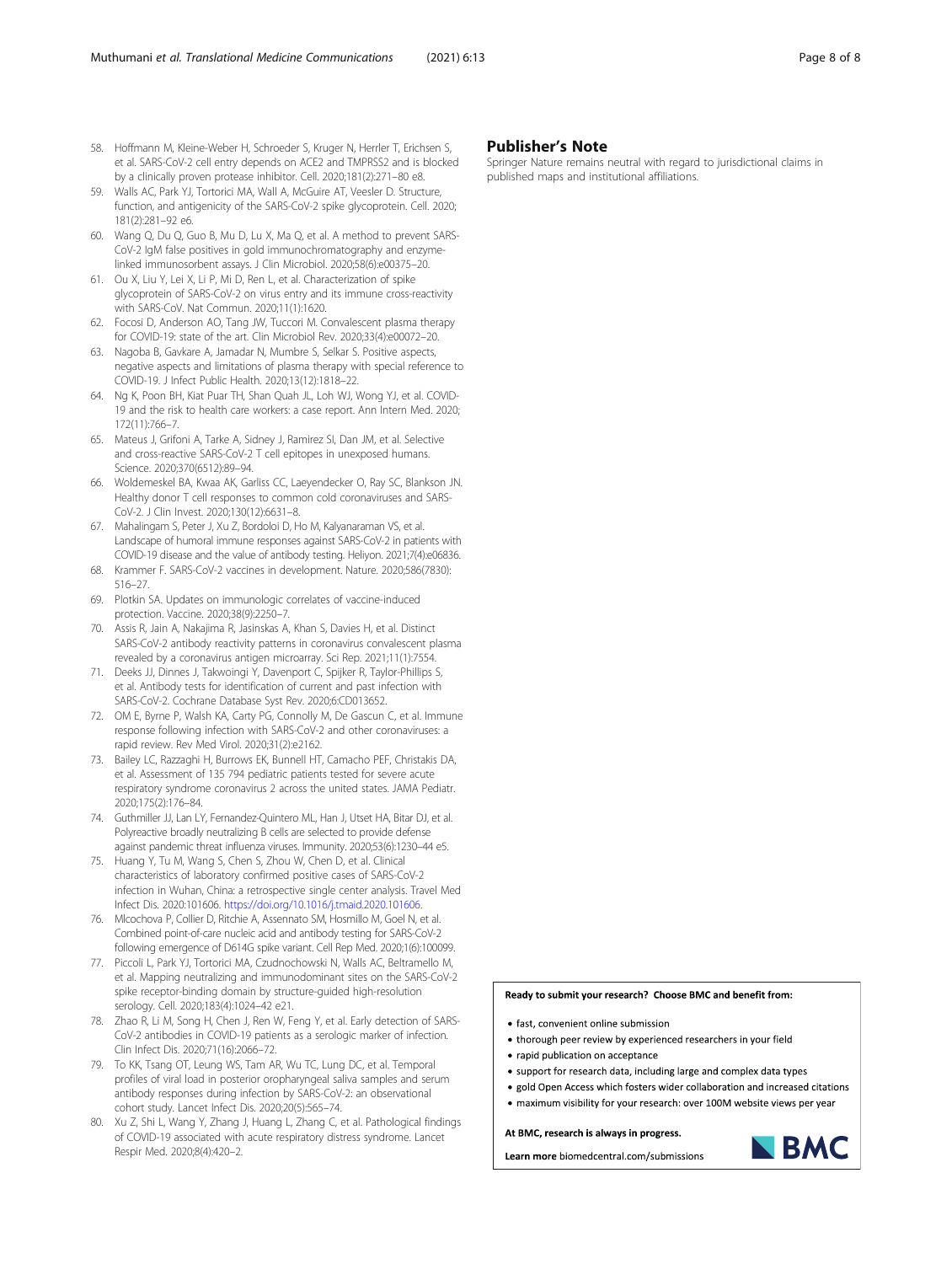58. Hoffmann M, Kleine-Weber H, Schroeder S, Kruger N, Herrler T, Erichsen S, et al. SARS-CoV-2 cell entry depends on ACE2 and TMPRSS2 and is blocked by a clinically proven protease inhibitor. Cell. 2020;181(2):271–80 e8.
59. Walls AC, Park YJ, Tortorici MA, Wall A, McGuire AT, Veesler D. Structure, function, and antigenicity of the SARS-CoV-2 spike glycoprotein. Cell. 2020; 181(2):281–92 e6.
60. Wang Q, Du Q, Guo B, Mu D, Lu X, Ma Q, et al. A method to prevent SARS-CoV-2 IgM false positives in gold immunochromatography and enzyme-linked immunosorbent assays. J Clin Microbiol. 2020;58(6):e00375–20.
61. Ou X, Liu Y, Lei X, Li P, Mi D, Ren L, et al. Characterization of spike glycoprotein of SARS-CoV-2 on virus entry and its immune cross-reactivity with SARS-CoV. Nat Commun. 2020;11(1):1620.
62. Focosi D, Anderson AO, Tang JW, Tuccori M. Convalescent plasma therapy for COVID-19: state of the art. Clin Microbiol Rev. 2020;33(4):e00072–20.
63. Nagoba B, Gavkare A, Jamadar N, Mumbre S, Selkar S. Positive aspects, negative aspects and limitations of plasma therapy with special reference to COVID-19. J Infect Public Health. 2020;13(12):1818–22.
64. Ng K, Poon BH, Kiat Puar TH, Shan Quah JL, Loh WJ, Wong YJ, et al. COVID-19 and the risk to health care workers: a case report. Ann Intern Med. 2020; 172(11):766–7.
65. Mateus J, Grifoni A, Tarke A, Sidney J, Ramirez SI, Dan JM, et al. Selective and cross-reactive SARS-CoV-2 T cell epitopes in unexposed humans. Science. 2020;370(6512):89–94.
66. Woldemeskel BA, Kwaa AK, Garliss CC, Laeyendecker O, Ray SC, Blankson JN. Healthy donor T cell responses to common cold coronaviruses and SARS-CoV-2. J Clin Invest. 2020;130(12):6631–8.
67. Mahalingam S, Peter J, Xu Z, Bordoloi D, Ho M, Kalyanaraman VS, et al. Landscape of humoral immune responses against SARS-CoV-2 in patients with COVID-19 disease and the value of antibody testing. Heliyon. 2021;7(4):e06836.
68. Krammer F. SARS-CoV-2 vaccines in development. Nature. 2020;586(7830): 516–27.
69. Plotkin SA. Updates on immunologic correlates of vaccine-induced protection. Vaccine. 2020;38(9):2250–7.
70. Assis R, Jain A, Nakajima R, Jasinskas A, Khan S, Davies H, et al. Distinct SARS-CoV-2 antibody reactivity patterns in coronavirus convalescent plasma revealed by a coronavirus antigen microarray. Sci Rep. 2021;11(1):7554.
71. Deeks JJ, Dinnes J, Takwoingi Y, Davenport C, Spijker R, Taylor-Phillips S, et al. Antibody tests for identification of current and past infection with SARS-CoV-2. Cochrane Database Syst Rev. 2020;6:CD013652.
72. OM E, Byrne P, Walsh KA, Carty PG, Connolly M, De Gascun C, et al. Immune response following infection with SARS-CoV-2 and other coronaviruses: a rapid review. Rev Med Virol. 2020;31(2):e2162.
73. Bailey LC, Razzaghi H, Burrows EK, Bunnell HT, Camacho PEF, Christakis DA, et al. Assessment of 135 794 pediatric patients tested for severe acute respiratory syndrome coronavirus 2 across the united states. JAMA Pediatr. 2020;175(2):176–84.
74. Guthmiller JJ, Lan LY, Fernandez-Quintero ML, Han J, Utset HA, Bitar DJ, et al. Polyreactive broadly neutralizing B cells are selected to provide defense against pandemic threat influenza viruses. Immunity. 2020;53(6):1230–44 e5.
75. Huang Y, Tu M, Wang S, Chen S, Zhou W, Chen D, et al. Clinical characteristics of laboratory confirmed positive cases of SARS-CoV-2 infection in Wuhan, China: a retrospective single center analysis. Travel Med Infect Dis. 2020:101606. https://doi.org/10.1016/j.tmaid.2020.101606.
76. Mlcochova P, Collier D, Ritchie A, Assennato SM, Hosmillo M, Goel N, et al. Combined point-of-care nucleic acid and antibody testing for SARS-CoV-2 following emergence of D614G spike variant. Cell Rep Med. 2020;1(6):100099.
77. Piccoli L, Park YJ, Tortorici MA, Czudnochowski N, Walls AC, Beltramello M, et al. Mapping neutralizing and immunodominant sites on the SARS-CoV-2 spike receptor-binding domain by structure-guided high-resolution serology. Cell. 2020;183(4):1024–42 e21.
78. Zhao R, Li M, Song H, Chen J, Ren W, Feng Y, et al. Early detection of SARS-CoV-2 antibodies in COVID-19 patients as a serologic marker of infection. Clin Infect Dis. 2020;71(16):2066–72.
79. To KK, Tsang OT, Leung WS, Tam AR, Wu TC, Lung DC, et al. Temporal profiles of viral load in posterior oropharyngeal saliva samples and serum antibody responses during infection by SARS-CoV-2: an observational cohort study. Lancet Infect Dis. 2020;20(5):565–74.
80. Xu Z, Shi L, Wang Y, Zhang J, Huang L, Zhang C, et al. Pathological findings of COVID-19 associated with acute respiratory distress syndrome. Lancet Respir Med. 2020;8(4):420–2.

## Publisher's Note

Springer Nature remains neutral with regard to jurisdictional claims in published maps and institutional affiliations.

**Ready to submit your research? Choose BMC and benefit from:**

- fast, convenient online submission
- thorough peer review by experienced researchers in your field
- rapid publication on acceptance
- support for research data, including large and complex data types
- gold Open Access which fosters wider collaboration and increased citations
- maximum visibility for your research: over 100M website views per year

**At BMC, research is always in progress.**

**Learn more** biomedcentral.com/submissions

BMC